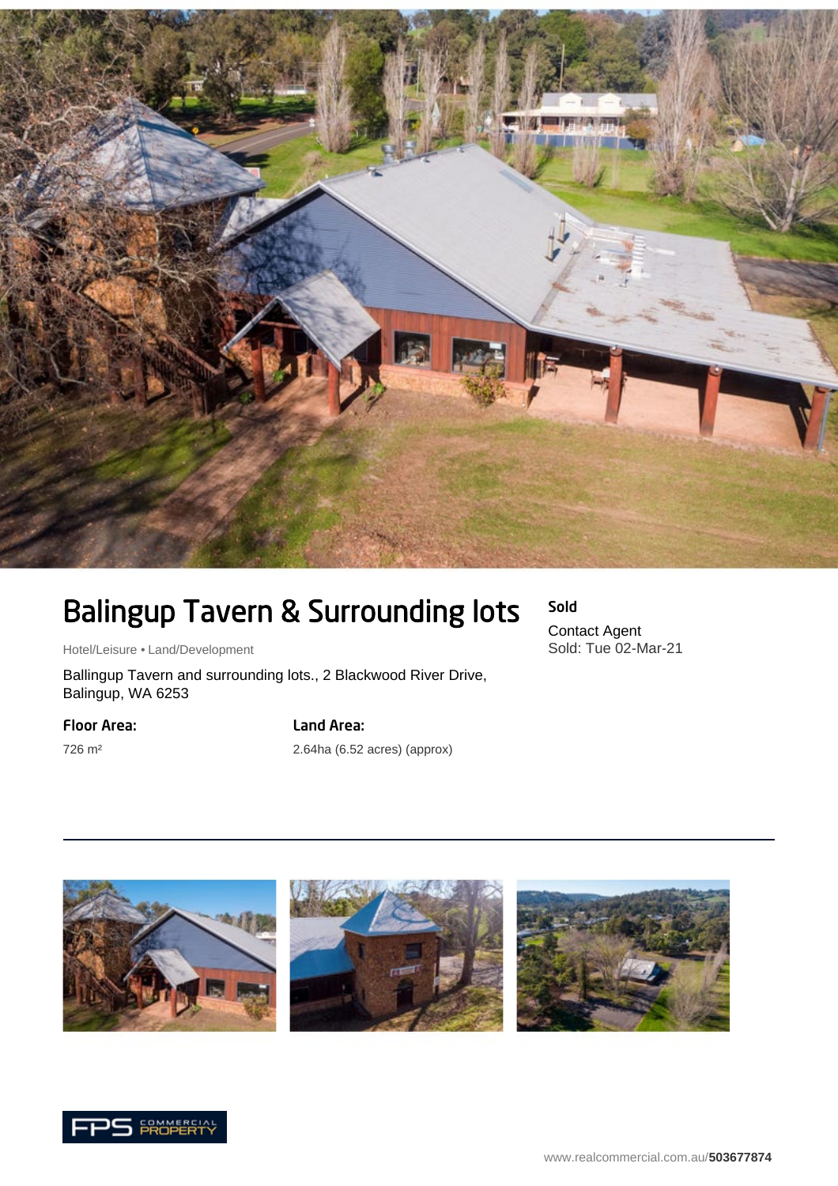# Balingup Tavern & Surrounding lots

Hotel/Leisure • Land/Development

Ballingup Tavern and surrounding lots., 2 Blackwood River Drive, Balingup, WA 6253

**Sold**

Contact Agent
Sold: Tue 02-Mar-21

**Floor Area:**

726 m²

**Land Area:**

2.64ha (6.52 acres) (approx)

www.realcommercial.com.au/**503677874**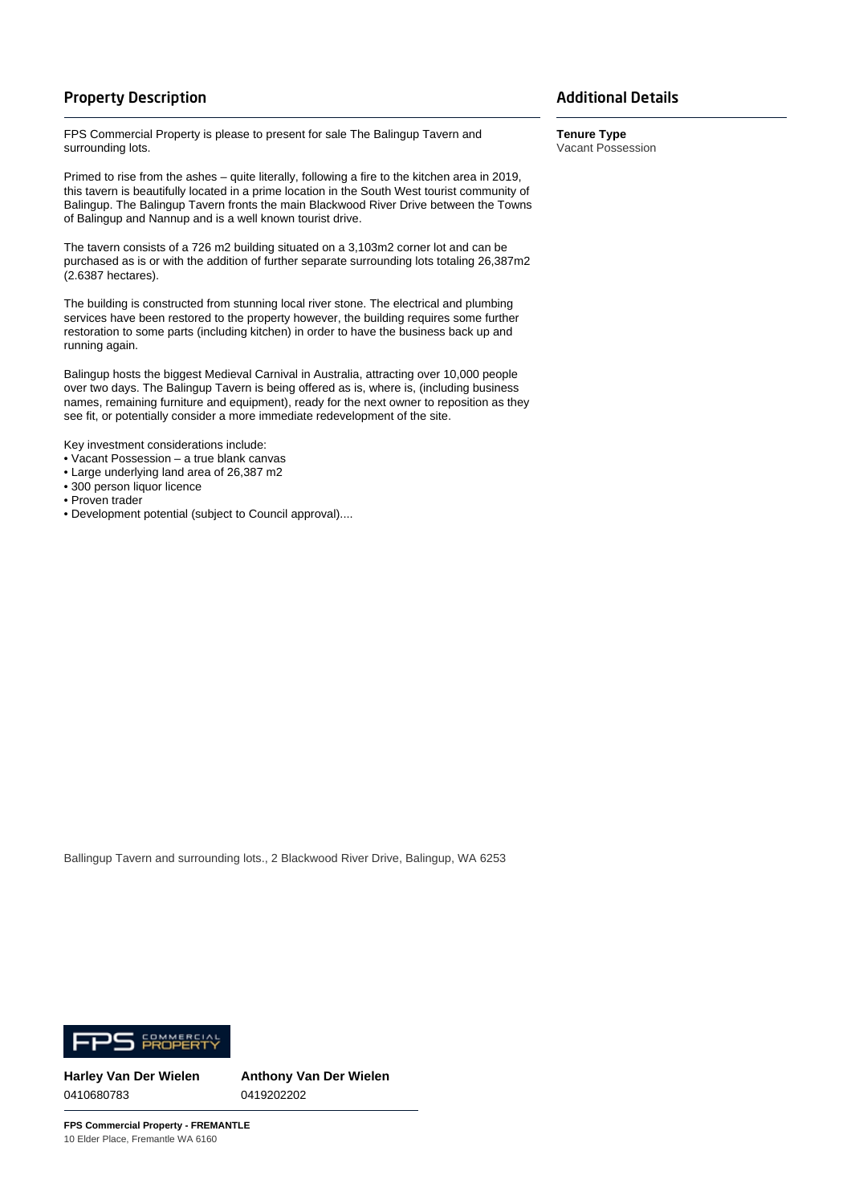## Property Description

FPS Commercial Property is please to present for sale The Balingup Tavern and surrounding lots.

Primed to rise from the ashes – quite literally, following a fire to the kitchen area in 2019, this tavern is beautifully located in a prime location in the South West tourist community of Balingup. The Balingup Tavern fronts the main Blackwood River Drive between the Towns of Balingup and Nannup and is a well known tourist drive.

The tavern consists of a 726 m2 building situated on a 3,103m2 corner lot and can be purchased as is or with the addition of further separate surrounding lots totaling 26,387m2 (2.6387 hectares).

The building is constructed from stunning local river stone. The electrical and plumbing services have been restored to the property however, the building requires some further restoration to some parts (including kitchen) in order to have the business back up and running again.

Balingup hosts the biggest Medieval Carnival in Australia, attracting over 10,000 people over two days. The Balingup Tavern is being offered as is, where is, (including business names, remaining furniture and equipment), ready for the next owner to reposition as they see fit, or potentially consider a more immediate redevelopment of the site.

Key investment considerations include:

- Vacant Possession – a true blank canvas
- Large underlying land area of 26,387 m2
- 300 person liquor licence
- Proven trader
- Development potential (subject to Council approval)....

## Additional Details

**Tenure Type**
Vacant Possession

Ballingup Tavern and surrounding lots., 2 Blackwood River Drive, Balingup, WA 6253

FPS COMMERCIAL PROPERTY

**Harley Van Der Wielen**
0410680783

**Anthony Van Der Wielen**
0419202202

**FPS Commercial Property - FREMANTLE**
10 Elder Place, Fremantle WA 6160